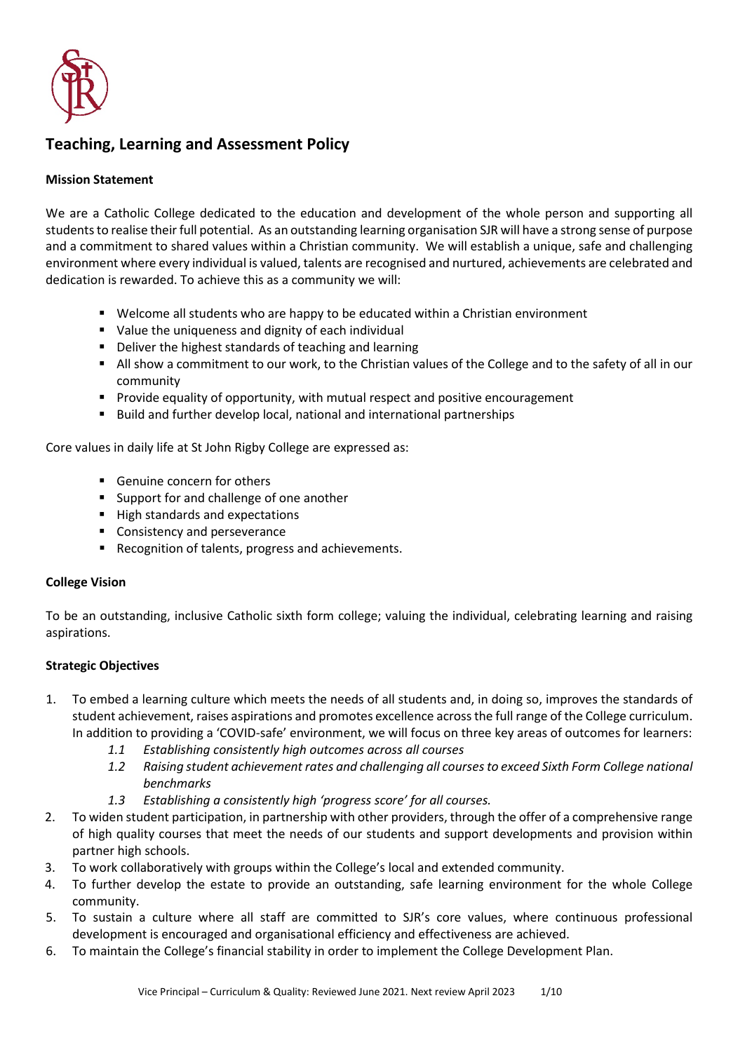# Teaching, Learning and Assessment Policy

**Mission Statement**

We are a Catholic College dedicated to the education and development of the whole person and supporting all students to realise their full potential. As an outstanding learning organisation SJR will have a strong sense of purpose and a commitment to shared values within a Christian community. We will establish a unique, safe and challenging environment where every individual is valued, talents are recognised and nurtured, achievements are celebrated and dedication is rewarded. To achieve this as a community we will:

- Welcome all students who are happy to be educated within a Christian environment
- Value the uniqueness and dignity of each individual
- Deliver the highest standards of teaching and learning
- All show a commitment to our work, to the Christian values of the College and to the safety of all in our community
- Provide equality of opportunity, with mutual respect and positive encouragement
- Build and further develop local, national and international partnerships

Core values in daily life at St John Rigby College are expressed as:

- Genuine concern for others
- Support for and challenge of one another
- High standards and expectations
- Consistency and perseverance
- Recognition of talents, progress and achievements.

**College Vision**

To be an outstanding, inclusive Catholic sixth form college; valuing the individual, celebrating learning and raising aspirations.

**Strategic Objectives**

1. To embed a learning culture which meets the needs of all students and, in doing so, improves the standards of student achievement, raises aspirations and promotes excellence across the full range of the College curriculum. In addition to providing a 'COVID-safe' environment, we will focus on three key areas of outcomes for learners:
   - *1.1 Establishing consistently high outcomes across all courses*
   - *1.2 Raising student achievement rates and challenging all courses to exceed Sixth Form College national benchmarks*
   - *1.3 Establishing a consistently high 'progress score' for all courses.*
2. To widen student participation, in partnership with other providers, through the offer of a comprehensive range of high quality courses that meet the needs of our students and support developments and provision within partner high schools.
3. To work collaboratively with groups within the College's local and extended community.
4. To further develop the estate to provide an outstanding, safe learning environment for the whole College community.
5. To sustain a culture where all staff are committed to SJR's core values, where continuous professional development is encouraged and organisational efficiency and effectiveness are achieved.
6. To maintain the College's financial stability in order to implement the College Development Plan.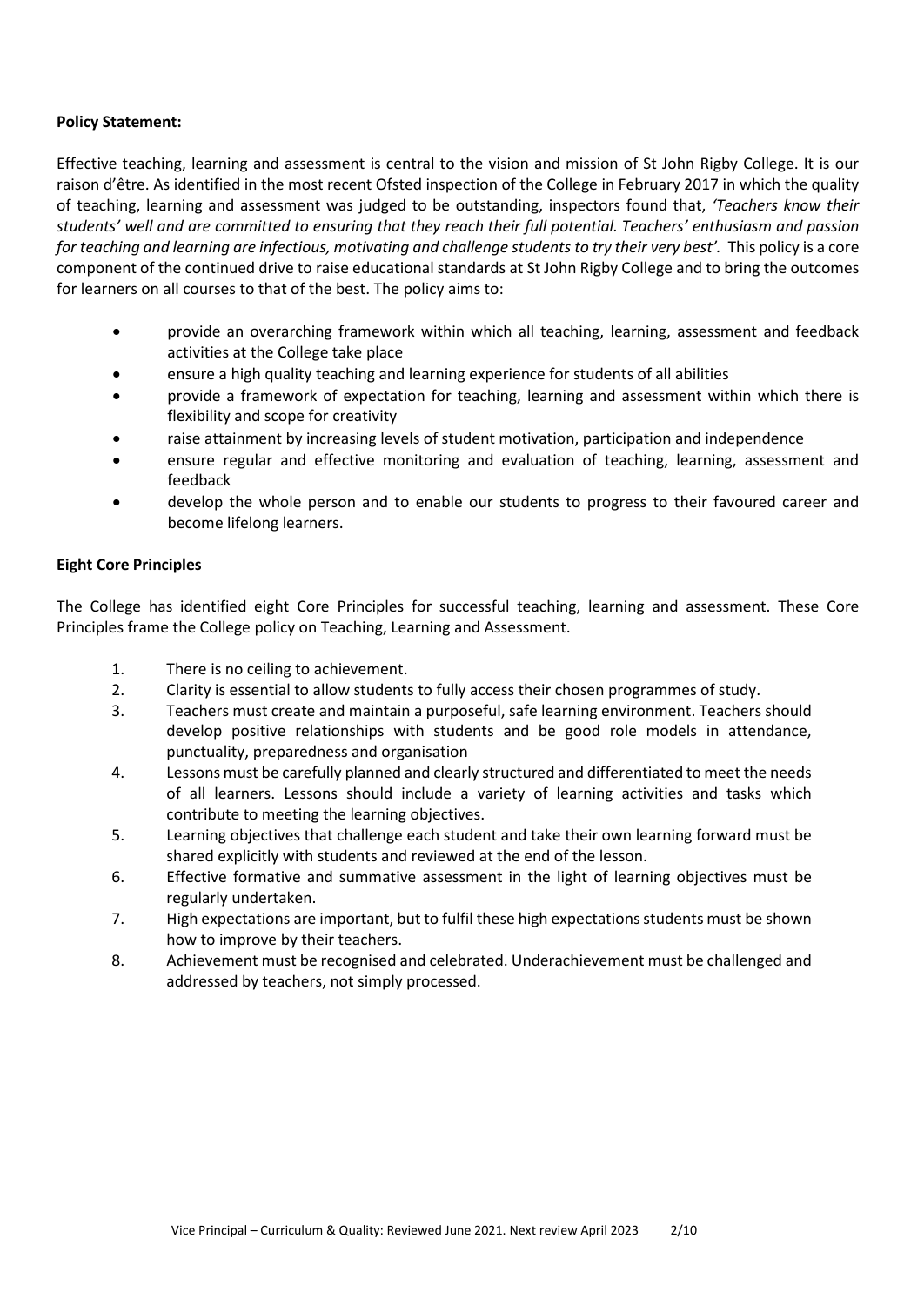**Policy Statement:**

Effective teaching, learning and assessment is central to the vision and mission of St John Rigby College. It is our raison d'être. As identified in the most recent Ofsted inspection of the College in February 2017 in which the quality of teaching, learning and assessment was judged to be outstanding, inspectors found that, *'Teachers know their students' well and are committed to ensuring that they reach their full potential. Teachers' enthusiasm and passion for teaching and learning are infectious, motivating and challenge students to try their very best'.* This policy is a core component of the continued drive to raise educational standards at St John Rigby College and to bring the outcomes for learners on all courses to that of the best. The policy aims to:

- provide an overarching framework within which all teaching, learning, assessment and feedback activities at the College take place
- ensure a high quality teaching and learning experience for students of all abilities
- provide a framework of expectation for teaching, learning and assessment within which there is flexibility and scope for creativity
- raise attainment by increasing levels of student motivation, participation and independence
- ensure regular and effective monitoring and evaluation of teaching, learning, assessment and feedback
- develop the whole person and to enable our students to progress to their favoured career and become lifelong learners.

**Eight Core Principles**

The College has identified eight Core Principles for successful teaching, learning and assessment. These Core Principles frame the College policy on Teaching, Learning and Assessment.

1. There is no ceiling to achievement.
2. Clarity is essential to allow students to fully access their chosen programmes of study.
3. Teachers must create and maintain a purposeful, safe learning environment. Teachers should develop positive relationships with students and be good role models in attendance, punctuality, preparedness and organisation
4. Lessons must be carefully planned and clearly structured and differentiated to meet the needs of all learners. Lessons should include a variety of learning activities and tasks which contribute to meeting the learning objectives.
5. Learning objectives that challenge each student and take their own learning forward must be shared explicitly with students and reviewed at the end of the lesson.
6. Effective formative and summative assessment in the light of learning objectives must be regularly undertaken.
7. High expectations are important, but to fulfil these high expectations students must be shown how to improve by their teachers.
8. Achievement must be recognised and celebrated. Underachievement must be challenged and addressed by teachers, not simply processed.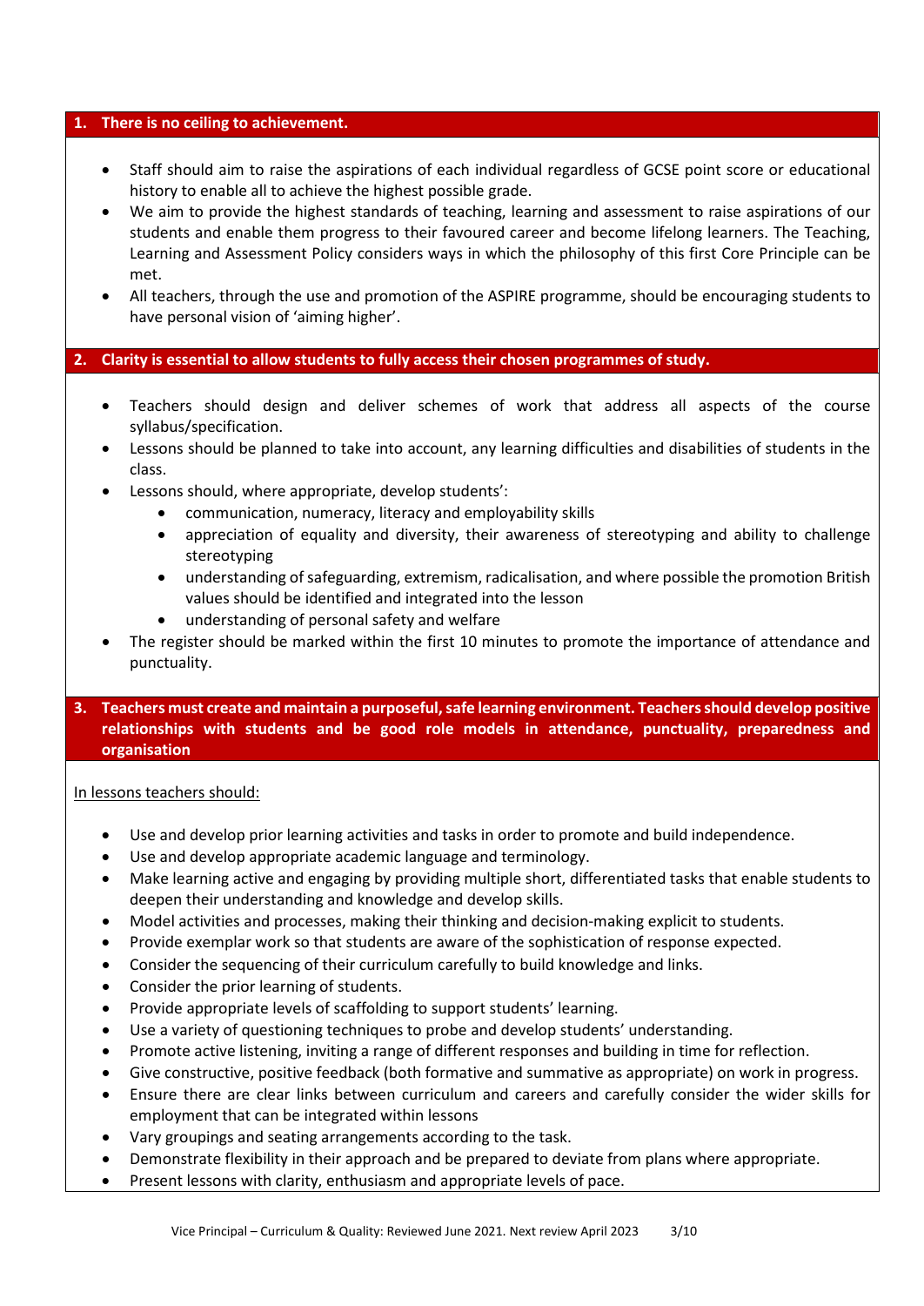## 1. There is no ceiling to achievement.

- Staff should aim to raise the aspirations of each individual regardless of GCSE point score or educational history to enable all to achieve the highest possible grade.
- We aim to provide the highest standards of teaching, learning and assessment to raise aspirations of our students and enable them progress to their favoured career and become lifelong learners. The Teaching, Learning and Assessment Policy considers ways in which the philosophy of this first Core Principle can be met.
- All teachers, through the use and promotion of the ASPIRE programme, should be encouraging students to have personal vision of 'aiming higher'.

## 2. Clarity is essential to allow students to fully access their chosen programmes of study.

- Teachers should design and deliver schemes of work that address all aspects of the course syllabus/specification.
- Lessons should be planned to take into account, any learning difficulties and disabilities of students in the class.
- Lessons should, where appropriate, develop students':
  - communication, numeracy, literacy and employability skills
  - appreciation of equality and diversity, their awareness of stereotyping and ability to challenge stereotyping
  - understanding of safeguarding, extremism, radicalisation, and where possible the promotion British values should be identified and integrated into the lesson
  - understanding of personal safety and welfare
- The register should be marked within the first 10 minutes to promote the importance of attendance and punctuality.

## 3. Teachers must create and maintain a purposeful, safe learning environment. Teachers should develop positive relationships with students and be good role models in attendance, punctuality, preparedness and organisation

<u>In lessons teachers should:</u>

- Use and develop prior learning activities and tasks in order to promote and build independence.
- Use and develop appropriate academic language and terminology.
- Make learning active and engaging by providing multiple short, differentiated tasks that enable students to deepen their understanding and knowledge and develop skills.
- Model activities and processes, making their thinking and decision-making explicit to students.
- Provide exemplar work so that students are aware of the sophistication of response expected.
- Consider the sequencing of their curriculum carefully to build knowledge and links.
- Consider the prior learning of students.
- Provide appropriate levels of scaffolding to support students' learning.
- Use a variety of questioning techniques to probe and develop students' understanding.
- Promote active listening, inviting a range of different responses and building in time for reflection.
- Give constructive, positive feedback (both formative and summative as appropriate) on work in progress.
- Ensure there are clear links between curriculum and careers and carefully consider the wider skills for employment that can be integrated within lessons
- Vary groupings and seating arrangements according to the task.
- Demonstrate flexibility in their approach and be prepared to deviate from plans where appropriate.
- Present lessons with clarity, enthusiasm and appropriate levels of pace.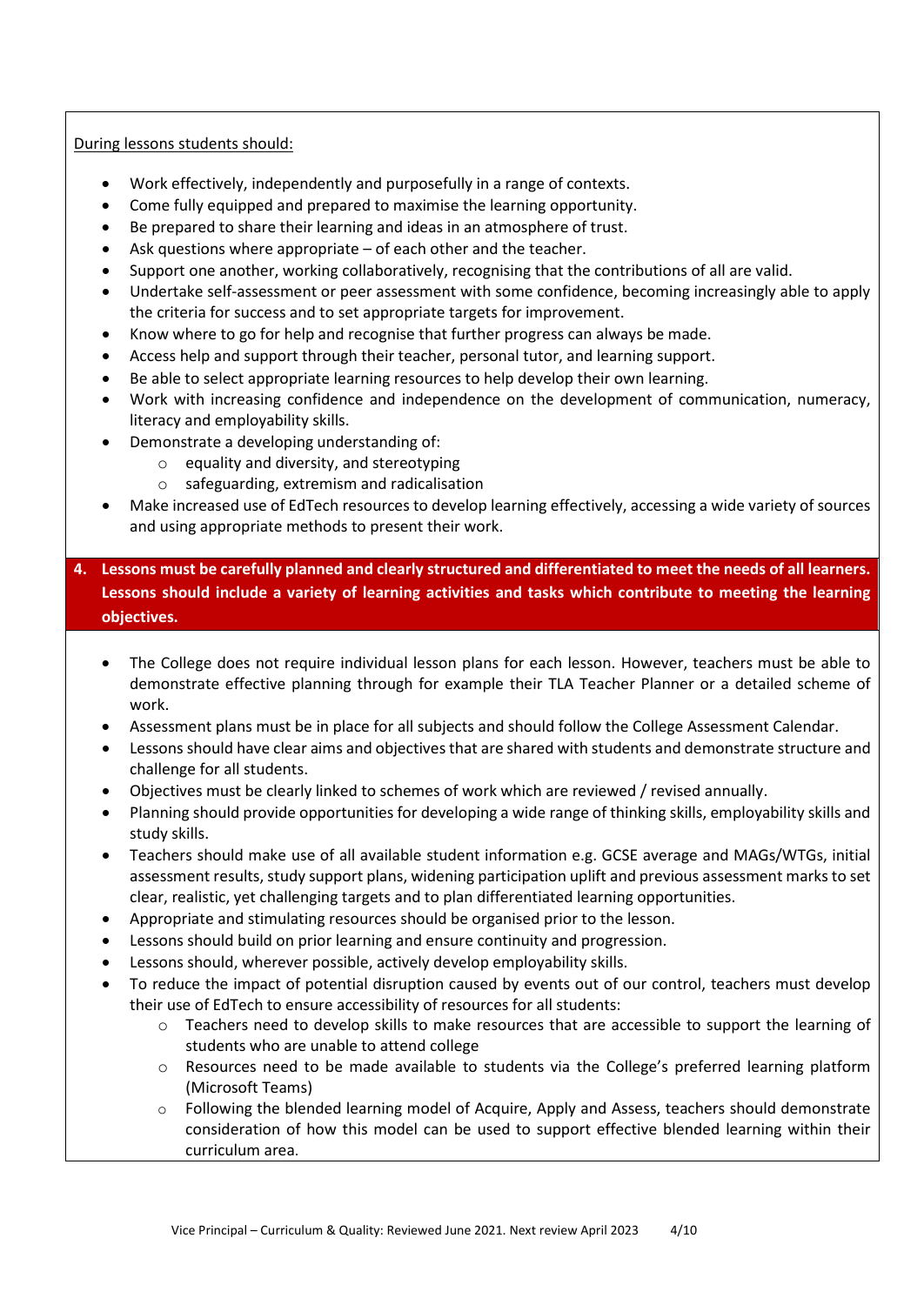<u>During lessons students should:</u>

- Work effectively, independently and purposefully in a range of contexts.
- Come fully equipped and prepared to maximise the learning opportunity.
- Be prepared to share their learning and ideas in an atmosphere of trust.
- Ask questions where appropriate – of each other and the teacher.
- Support one another, working collaboratively, recognising that the contributions of all are valid.
- Undertake self-assessment or peer assessment with some confidence, becoming increasingly able to apply the criteria for success and to set appropriate targets for improvement.
- Know where to go for help and recognise that further progress can always be made.
- Access help and support through their teacher, personal tutor, and learning support.
- Be able to select appropriate learning resources to help develop their own learning.
- Work with increasing confidence and independence on the development of communication, numeracy, literacy and employability skills.
- Demonstrate a developing understanding of:
  - equality and diversity, and stereotyping
  - safeguarding, extremism and radicalisation
- Make increased use of EdTech resources to develop learning effectively, accessing a wide variety of sources and using appropriate methods to present their work.

## 4. Lessons must be carefully planned and clearly structured and differentiated to meet the needs of all learners. Lessons should include a variety of learning activities and tasks which contribute to meeting the learning objectives.

- The College does not require individual lesson plans for each lesson. However, teachers must be able to demonstrate effective planning through for example their TLA Teacher Planner or a detailed scheme of work.
- Assessment plans must be in place for all subjects and should follow the College Assessment Calendar.
- Lessons should have clear aims and objectives that are shared with students and demonstrate structure and challenge for all students.
- Objectives must be clearly linked to schemes of work which are reviewed / revised annually.
- Planning should provide opportunities for developing a wide range of thinking skills, employability skills and study skills.
- Teachers should make use of all available student information e.g. GCSE average and MAGs/WTGs, initial assessment results, study support plans, widening participation uplift and previous assessment marks to set clear, realistic, yet challenging targets and to plan differentiated learning opportunities.
- Appropriate and stimulating resources should be organised prior to the lesson.
- Lessons should build on prior learning and ensure continuity and progression.
- Lessons should, wherever possible, actively develop employability skills.
- To reduce the impact of potential disruption caused by events out of our control, teachers must develop their use of EdTech to ensure accessibility of resources for all students:
  - Teachers need to develop skills to make resources that are accessible to support the learning of students who are unable to attend college
  - Resources need to be made available to students via the College's preferred learning platform (Microsoft Teams)
  - Following the blended learning model of Acquire, Apply and Assess, teachers should demonstrate consideration of how this model can be used to support effective blended learning within their curriculum area.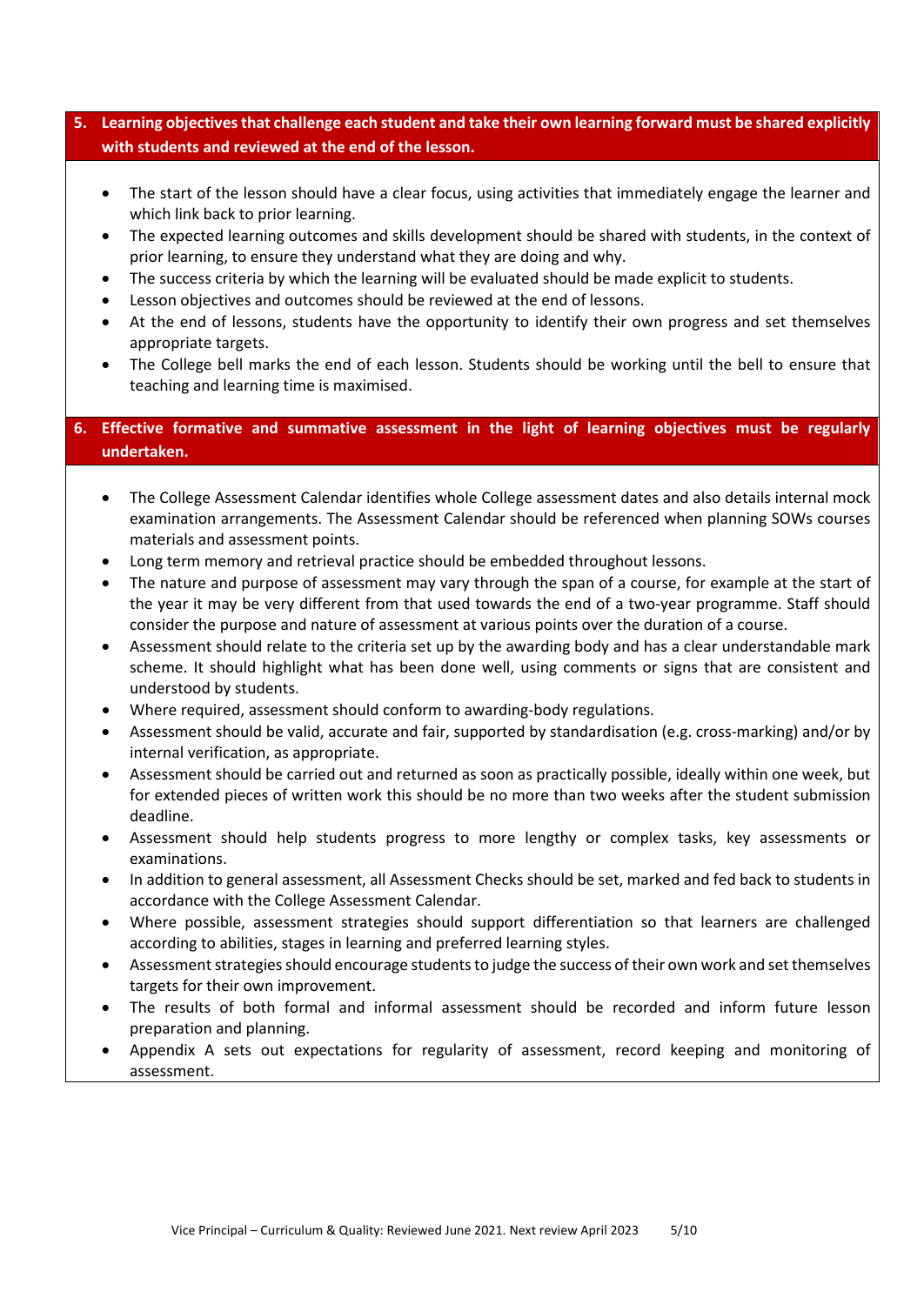## 5. Learning objectives that challenge each student and take their own learning forward must be shared explicitly with students and reviewed at the end of the lesson.

- The start of the lesson should have a clear focus, using activities that immediately engage the learner and which link back to prior learning.
- The expected learning outcomes and skills development should be shared with students, in the context of prior learning, to ensure they understand what they are doing and why.
- The success criteria by which the learning will be evaluated should be made explicit to students.
- Lesson objectives and outcomes should be reviewed at the end of lessons.
- At the end of lessons, students have the opportunity to identify their own progress and set themselves appropriate targets.
- The College bell marks the end of each lesson. Students should be working until the bell to ensure that teaching and learning time is maximised.

## 6. Effective formative and summative assessment in the light of learning objectives must be regularly undertaken.

- The College Assessment Calendar identifies whole College assessment dates and also details internal mock examination arrangements. The Assessment Calendar should be referenced when planning SOWs courses materials and assessment points.
- Long term memory and retrieval practice should be embedded throughout lessons.
- The nature and purpose of assessment may vary through the span of a course, for example at the start of the year it may be very different from that used towards the end of a two-year programme. Staff should consider the purpose and nature of assessment at various points over the duration of a course.
- Assessment should relate to the criteria set up by the awarding body and has a clear understandable mark scheme. It should highlight what has been done well, using comments or signs that are consistent and understood by students.
- Where required, assessment should conform to awarding-body regulations.
- Assessment should be valid, accurate and fair, supported by standardisation (e.g. cross-marking) and/or by internal verification, as appropriate.
- Assessment should be carried out and returned as soon as practically possible, ideally within one week, but for extended pieces of written work this should be no more than two weeks after the student submission deadline.
- Assessment should help students progress to more lengthy or complex tasks, key assessments or examinations.
- In addition to general assessment, all Assessment Checks should be set, marked and fed back to students in accordance with the College Assessment Calendar.
- Where possible, assessment strategies should support differentiation so that learners are challenged according to abilities, stages in learning and preferred learning styles.
- Assessment strategies should encourage students to judge the success of their own work and set themselves targets for their own improvement.
- The results of both formal and informal assessment should be recorded and inform future lesson preparation and planning.
- Appendix A sets out expectations for regularity of assessment, record keeping and monitoring of assessment.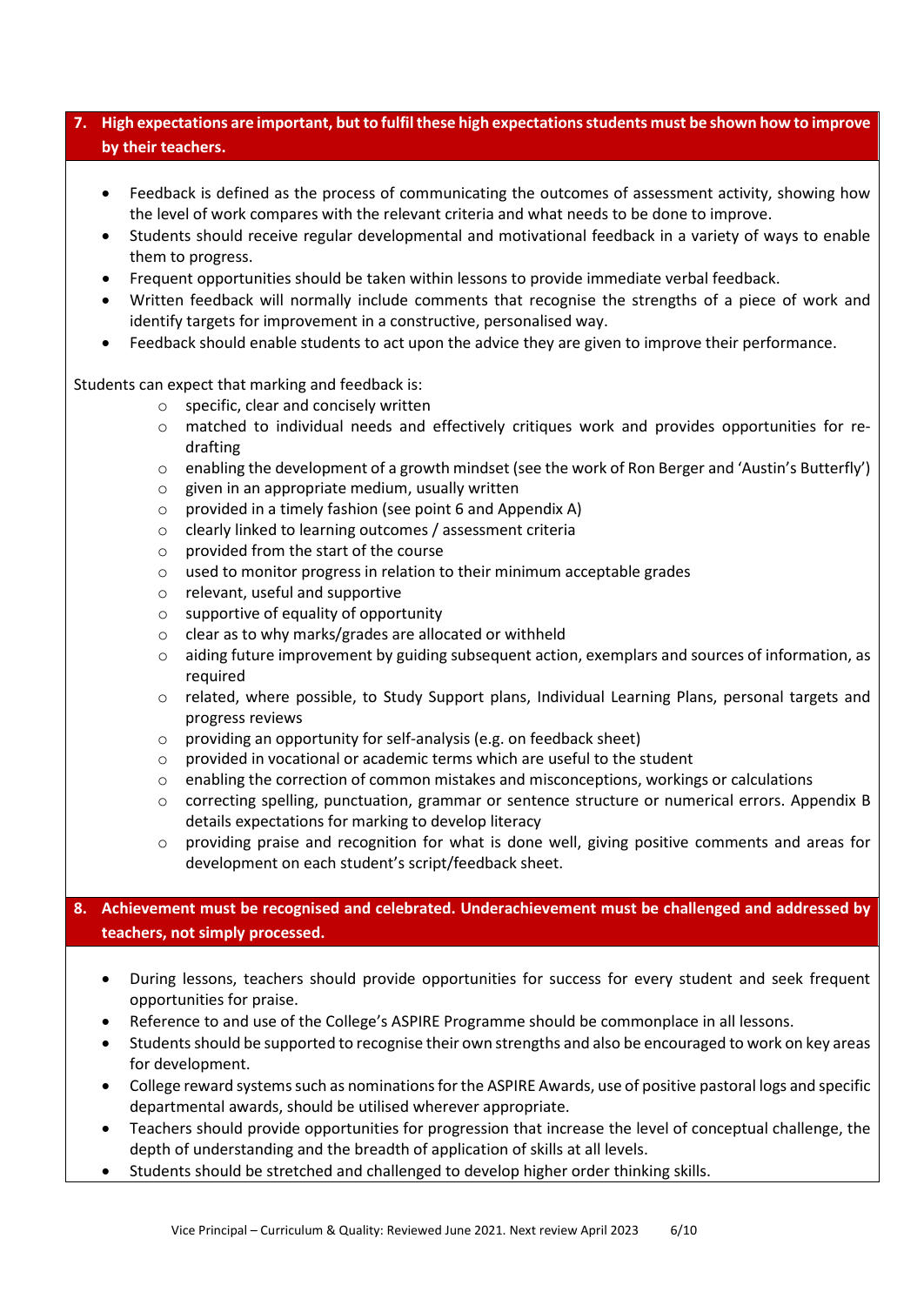## 7. High expectations are important, but to fulfil these high expectations students must be shown how to improve by their teachers.

- Feedback is defined as the process of communicating the outcomes of assessment activity, showing how the level of work compares with the relevant criteria and what needs to be done to improve.
- Students should receive regular developmental and motivational feedback in a variety of ways to enable them to progress.
- Frequent opportunities should be taken within lessons to provide immediate verbal feedback.
- Written feedback will normally include comments that recognise the strengths of a piece of work and identify targets for improvement in a constructive, personalised way.
- Feedback should enable students to act upon the advice they are given to improve their performance.

Students can expect that marking and feedback is:

- specific, clear and concisely written
- matched to individual needs and effectively critiques work and provides opportunities for re-drafting
- enabling the development of a growth mindset (see the work of Ron Berger and 'Austin's Butterfly')
- given in an appropriate medium, usually written
- provided in a timely fashion (see point 6 and Appendix A)
- clearly linked to learning outcomes / assessment criteria
- provided from the start of the course
- used to monitor progress in relation to their minimum acceptable grades
- relevant, useful and supportive
- supportive of equality of opportunity
- clear as to why marks/grades are allocated or withheld
- aiding future improvement by guiding subsequent action, exemplars and sources of information, as required
- related, where possible, to Study Support plans, Individual Learning Plans, personal targets and progress reviews
- providing an opportunity for self-analysis (e.g. on feedback sheet)
- provided in vocational or academic terms which are useful to the student
- enabling the correction of common mistakes and misconceptions, workings or calculations
- correcting spelling, punctuation, grammar or sentence structure or numerical errors. Appendix B details expectations for marking to develop literacy
- providing praise and recognition for what is done well, giving positive comments and areas for development on each student's script/feedback sheet.

## 8. Achievement must be recognised and celebrated. Underachievement must be challenged and addressed by teachers, not simply processed.

- During lessons, teachers should provide opportunities for success for every student and seek frequent opportunities for praise.
- Reference to and use of the College's ASPIRE Programme should be commonplace in all lessons.
- Students should be supported to recognise their own strengths and also be encouraged to work on key areas for development.
- College reward systems such as nominations for the ASPIRE Awards, use of positive pastoral logs and specific departmental awards, should be utilised wherever appropriate.
- Teachers should provide opportunities for progression that increase the level of conceptual challenge, the depth of understanding and the breadth of application of skills at all levels.
- Students should be stretched and challenged to develop higher order thinking skills.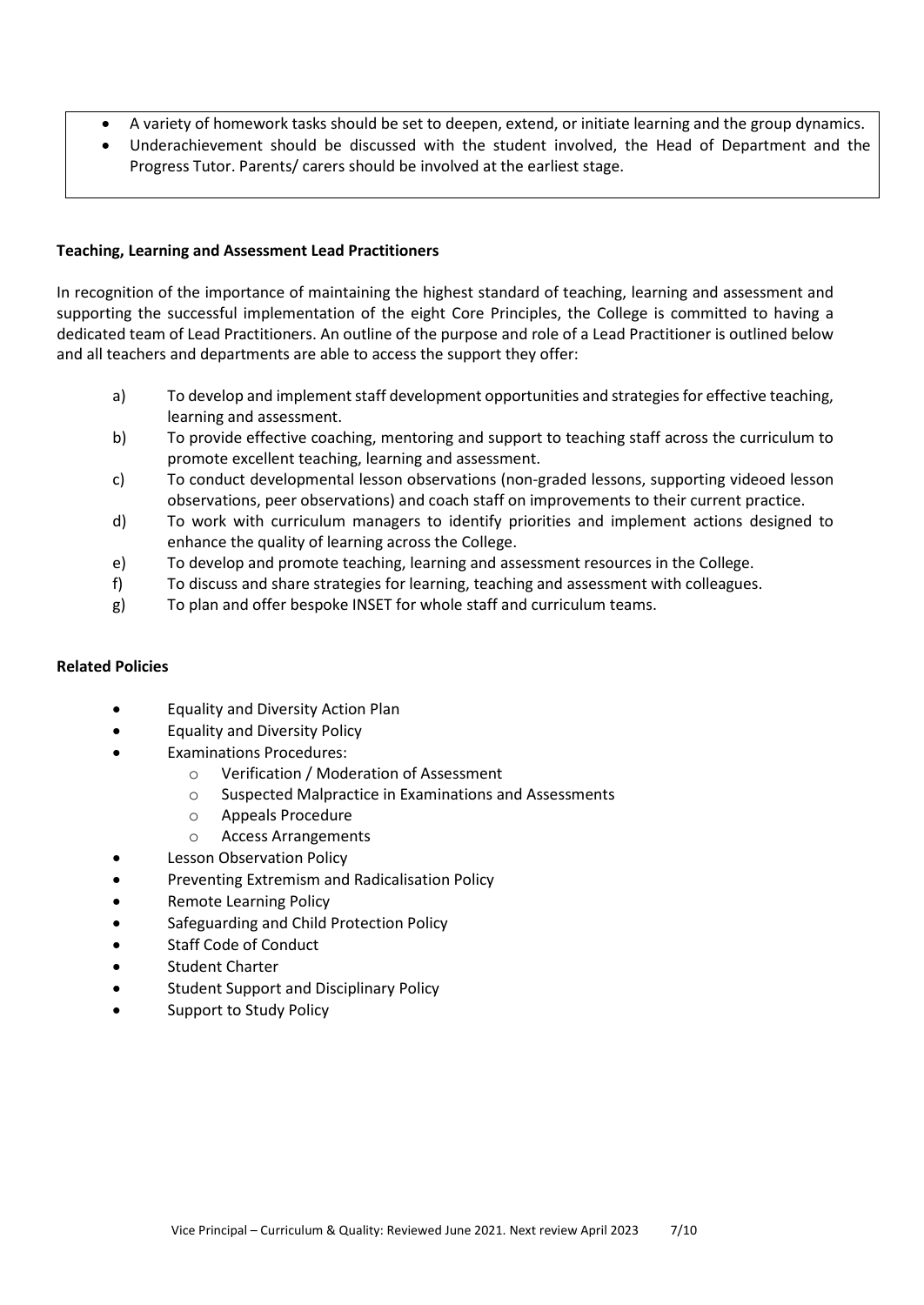- A variety of homework tasks should be set to deepen, extend, or initiate learning and the group dynamics.
- Underachievement should be discussed with the student involved, the Head of Department and the Progress Tutor. Parents/ carers should be involved at the earliest stage.

**Teaching, Learning and Assessment Lead Practitioners**

In recognition of the importance of maintaining the highest standard of teaching, learning and assessment and supporting the successful implementation of the eight Core Principles, the College is committed to having a dedicated team of Lead Practitioners. An outline of the purpose and role of a Lead Practitioner is outlined below and all teachers and departments are able to access the support they offer:

a) To develop and implement staff development opportunities and strategies for effective teaching, learning and assessment.
b) To provide effective coaching, mentoring and support to teaching staff across the curriculum to promote excellent teaching, learning and assessment.
c) To conduct developmental lesson observations (non-graded lessons, supporting videoed lesson observations, peer observations) and coach staff on improvements to their current practice.
d) To work with curriculum managers to identify priorities and implement actions designed to enhance the quality of learning across the College.
e) To develop and promote teaching, learning and assessment resources in the College.
f) To discuss and share strategies for learning, teaching and assessment with colleagues.
g) To plan and offer bespoke INSET for whole staff and curriculum teams.

**Related Policies**

- Equality and Diversity Action Plan
- Equality and Diversity Policy
- Examinations Procedures:
  - Verification / Moderation of Assessment
  - Suspected Malpractice in Examinations and Assessments
  - Appeals Procedure
  - Access Arrangements
- Lesson Observation Policy
- Preventing Extremism and Radicalisation Policy
- Remote Learning Policy
- Safeguarding and Child Protection Policy
- Staff Code of Conduct
- Student Charter
- Student Support and Disciplinary Policy
- Support to Study Policy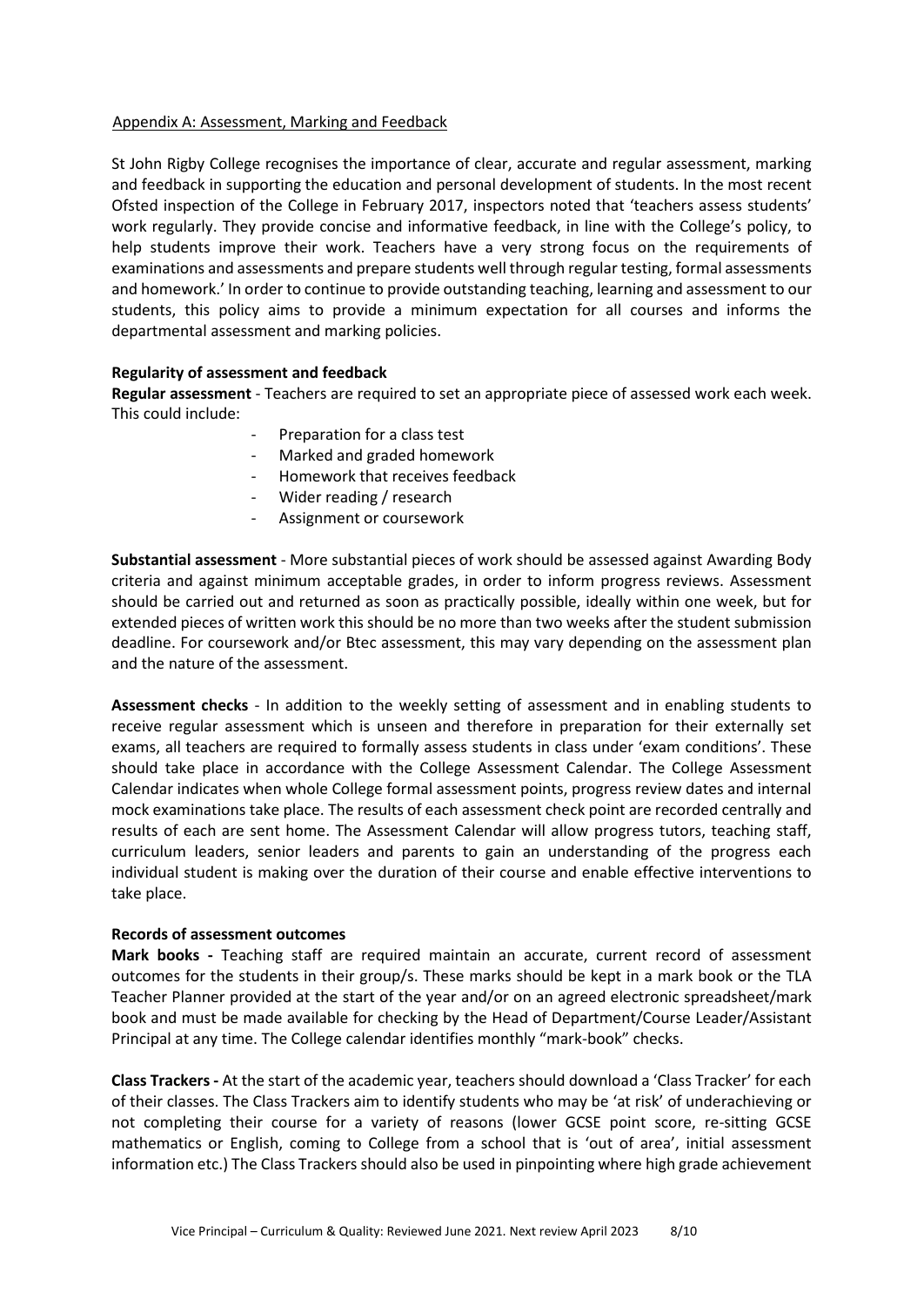Appendix A: Assessment, Marking and Feedback

St John Rigby College recognises the importance of clear, accurate and regular assessment, marking and feedback in supporting the education and personal development of students. In the most recent Ofsted inspection of the College in February 2017, inspectors noted that 'teachers assess students' work regularly. They provide concise and informative feedback, in line with the College's policy, to help students improve their work. Teachers have a very strong focus on the requirements of examinations and assessments and prepare students well through regular testing, formal assessments and homework.' In order to continue to provide outstanding teaching, learning and assessment to our students, this policy aims to provide a minimum expectation for all courses and informs the departmental assessment and marking policies.

**Regularity of assessment and feedback**

**Regular assessment** - Teachers are required to set an appropriate piece of assessed work each week. This could include:

- Preparation for a class test
- Marked and graded homework
- Homework that receives feedback
- Wider reading / research
- Assignment or coursework

**Substantial assessment** - More substantial pieces of work should be assessed against Awarding Body criteria and against minimum acceptable grades, in order to inform progress reviews. Assessment should be carried out and returned as soon as practically possible, ideally within one week, but for extended pieces of written work this should be no more than two weeks after the student submission deadline. For coursework and/or Btec assessment, this may vary depending on the assessment plan and the nature of the assessment.

**Assessment checks** - In addition to the weekly setting of assessment and in enabling students to receive regular assessment which is unseen and therefore in preparation for their externally set exams, all teachers are required to formally assess students in class under 'exam conditions'. These should take place in accordance with the College Assessment Calendar. The College Assessment Calendar indicates when whole College formal assessment points, progress review dates and internal mock examinations take place. The results of each assessment check point are recorded centrally and results of each are sent home. The Assessment Calendar will allow progress tutors, teaching staff, curriculum leaders, senior leaders and parents to gain an understanding of the progress each individual student is making over the duration of their course and enable effective interventions to take place.

**Records of assessment outcomes**

**Mark books -** Teaching staff are required maintain an accurate, current record of assessment outcomes for the students in their group/s. These marks should be kept in a mark book or the TLA Teacher Planner provided at the start of the year and/or on an agreed electronic spreadsheet/mark book and must be made available for checking by the Head of Department/Course Leader/Assistant Principal at any time. The College calendar identifies monthly "mark-book" checks.

**Class Trackers -** At the start of the academic year, teachers should download a 'Class Tracker' for each of their classes. The Class Trackers aim to identify students who may be 'at risk' of underachieving or not completing their course for a variety of reasons (lower GCSE point score, re-sitting GCSE mathematics or English, coming to College from a school that is 'out of area', initial assessment information etc.) The Class Trackers should also be used in pinpointing where high grade achievement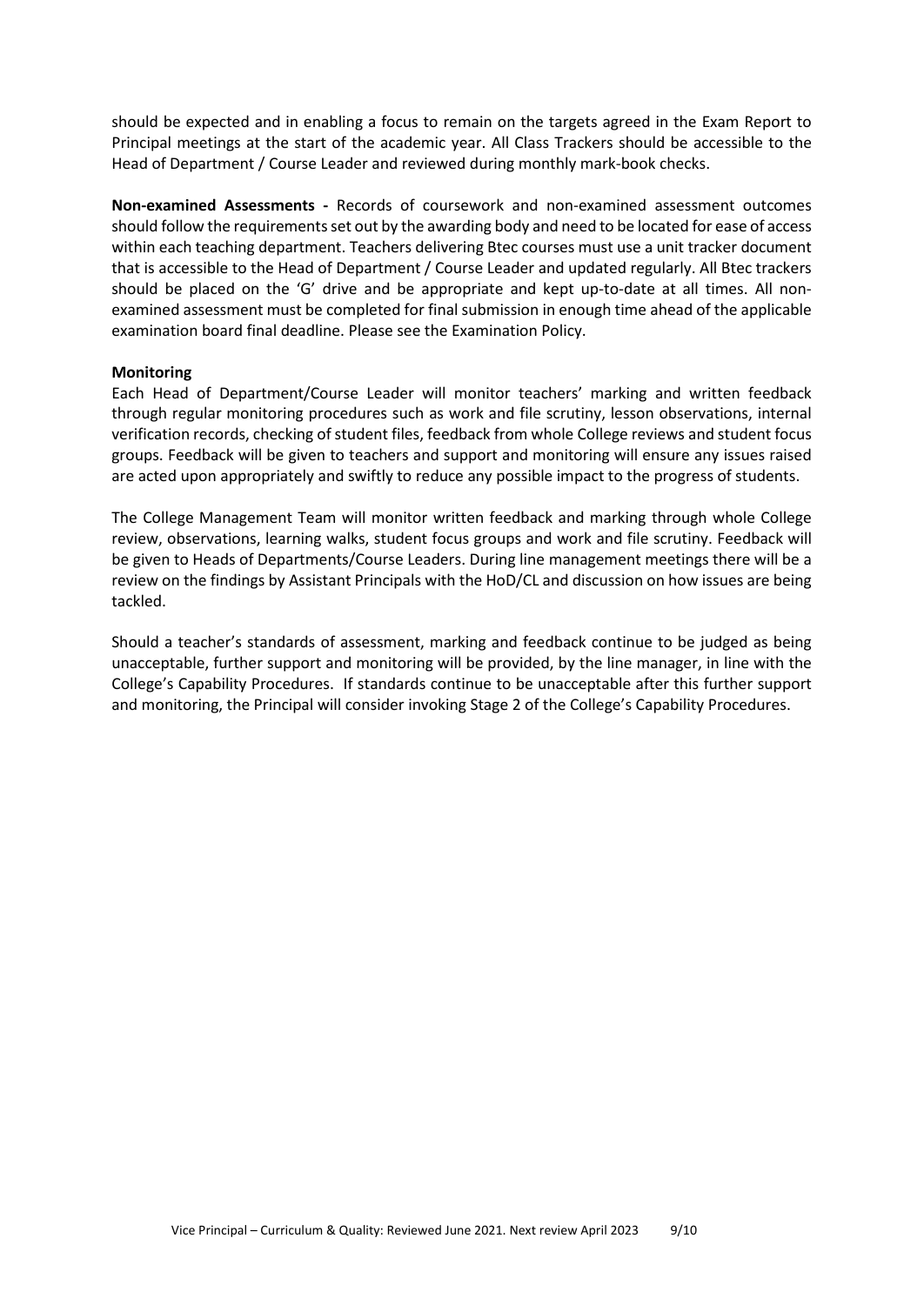should be expected and in enabling a focus to remain on the targets agreed in the Exam Report to Principal meetings at the start of the academic year. All Class Trackers should be accessible to the Head of Department / Course Leader and reviewed during monthly mark-book checks.

**Non-examined Assessments -** Records of coursework and non-examined assessment outcomes should follow the requirements set out by the awarding body and need to be located for ease of access within each teaching department. Teachers delivering Btec courses must use a unit tracker document that is accessible to the Head of Department / Course Leader and updated regularly. All Btec trackers should be placed on the 'G' drive and be appropriate and kept up-to-date at all times. All non-examined assessment must be completed for final submission in enough time ahead of the applicable examination board final deadline. Please see the Examination Policy.

**Monitoring**

Each Head of Department/Course Leader will monitor teachers' marking and written feedback through regular monitoring procedures such as work and file scrutiny, lesson observations, internal verification records, checking of student files, feedback from whole College reviews and student focus groups. Feedback will be given to teachers and support and monitoring will ensure any issues raised are acted upon appropriately and swiftly to reduce any possible impact to the progress of students.

The College Management Team will monitor written feedback and marking through whole College review, observations, learning walks, student focus groups and work and file scrutiny. Feedback will be given to Heads of Departments/Course Leaders. During line management meetings there will be a review on the findings by Assistant Principals with the HoD/CL and discussion on how issues are being tackled.

Should a teacher's standards of assessment, marking and feedback continue to be judged as being unacceptable, further support and monitoring will be provided, by the line manager, in line with the College's Capability Procedures. If standards continue to be unacceptable after this further support and monitoring, the Principal will consider invoking Stage 2 of the College's Capability Procedures.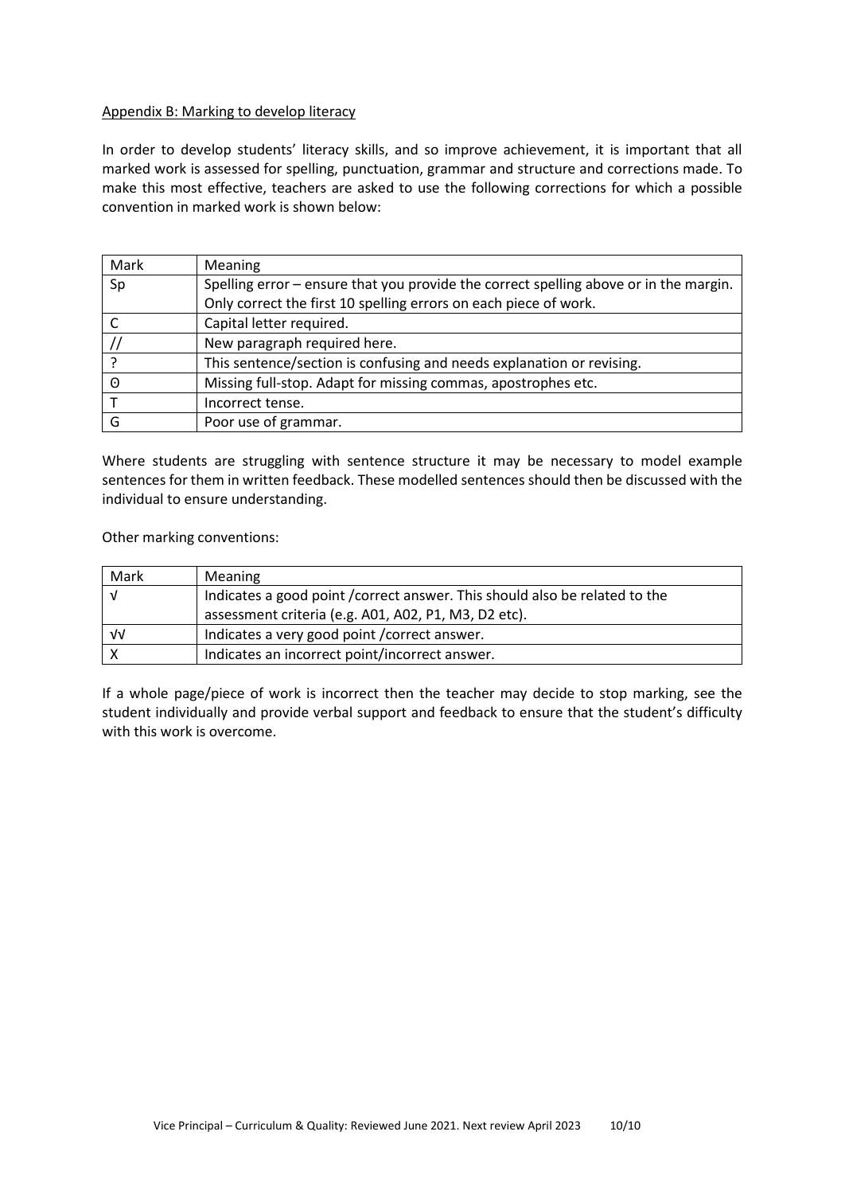Appendix B: Marking to develop literacy

In order to develop students' literacy skills, and so improve achievement, it is important that all marked work is assessed for spelling, punctuation, grammar and structure and corrections made. To make this most effective, teachers are asked to use the following corrections for which a possible convention in marked work is shown below:

| Mark | Meaning |
|---|---|
| Sp | Spelling error – ensure that you provide the correct spelling above or in the margin. Only correct the first 10 spelling errors on each piece of work. |
| C | Capital letter required. |
| // | New paragraph required here. |
| ? | This sentence/section is confusing and needs explanation or revising. |
| ʘ | Missing full-stop. Adapt for missing commas, apostrophes etc. |
| T | Incorrect tense. |
| G | Poor use of grammar. |

Where students are struggling with sentence structure it may be necessary to model example sentences for them in written feedback. These modelled sentences should then be discussed with the individual to ensure understanding.

Other marking conventions:

| Mark | Meaning |
|---|---|
| √ | Indicates a good point /correct answer. This should also be related to the assessment criteria (e.g. A01, A02, P1, M3, D2 etc). |
| √√ | Indicates a very good point /correct answer. |
| X | Indicates an incorrect point/incorrect answer. |

If a whole page/piece of work is incorrect then the teacher may decide to stop marking, see the student individually and provide verbal support and feedback to ensure that the student's difficulty with this work is overcome.

Vice Principal – Curriculum & Quality: Reviewed June 2021. Next review April 2023